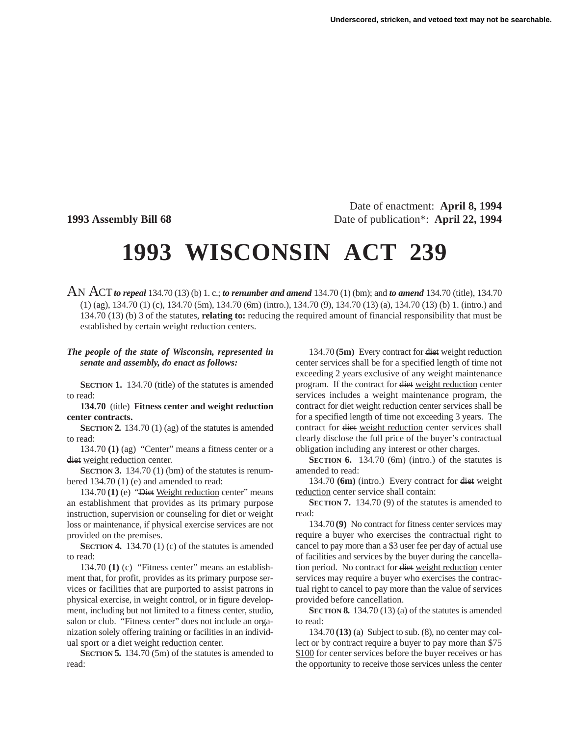Underscored, stricken, and vetoed text may not be searchable.

Date of enactment: **April 8, 1994**

**1993 Assembly Bill 68** Date of publication*: **April 22, 1994**

# 1993 WISCONSIN ACT 239

AN ACT ***to repeal*** 134.70 (13) (b) 1. c.; ***to renumber and amend*** 134.70 (1) (bm); and ***to amend*** 134.70 (title), 134.70 (1) (ag), 134.70 (1) (c), 134.70 (5m), 134.70 (6m) (intro.), 134.70 (9), 134.70 (13) (a), 134.70 (13) (b) 1. (intro.) and 134.70 (13) (b) 3 of the statutes, **relating to:** reducing the required amount of financial responsibility that must be established by certain weight reduction centers.

***The people of the state of Wisconsin, represented in senate and assembly, do enact as follows:***

**SECTION 1.** 134.70 (title) of the statutes is amended to read:

**134.70** (title) **Fitness center and weight reduction center contracts.**

**SECTION 2.** 134.70 (1) (ag) of the statutes is amended to read:

134.70 **(1)** (ag) "Center" means a fitness center or a ~~diet~~ weight reduction center.

**SECTION 3.** 134.70 (1) (bm) of the statutes is renumbered 134.70 (1) (e) and amended to read:

134.70 **(1)** (e) "~~Diet~~ Weight reduction center" means an establishment that provides as its primary purpose instruction, supervision or counseling for diet or weight loss or maintenance, if physical exercise services are not provided on the premises.

**SECTION 4.** 134.70 (1) (c) of the statutes is amended to read:

134.70 **(1)** (c) "Fitness center" means an establishment that, for profit, provides as its primary purpose services or facilities that are purported to assist patrons in physical exercise, in weight control, or in figure development, including but not limited to a fitness center, studio, salon or club. "Fitness center" does not include an organization solely offering training or facilities in an individual sport or a ~~diet~~ weight reduction center.

**SECTION 5.** 134.70 (5m) of the statutes is amended to read:

134.70 **(5m)** Every contract for ~~diet~~ weight reduction center services shall be for a specified length of time not exceeding 2 years exclusive of any weight maintenance program. If the contract for ~~diet~~ weight reduction center services includes a weight maintenance program, the contract for ~~diet~~ weight reduction center services shall be for a specified length of time not exceeding 3 years. The contract for ~~diet~~ weight reduction center services shall clearly disclose the full price of the buyer's contractual obligation including any interest or other charges.

**SECTION 6.** 134.70 (6m) (intro.) of the statutes is amended to read:

134.70 **(6m)** (intro.) Every contract for ~~diet~~ weight reduction center service shall contain:

**SECTION 7.** 134.70 (9) of the statutes is amended to read:

134.70 **(9)** No contract for fitness center services may require a buyer who exercises the contractual right to cancel to pay more than a $3 user fee per day of actual use of facilities and services by the buyer during the cancellation period. No contract for ~~diet~~ weight reduction center services may require a buyer who exercises the contractual right to cancel to pay more than the value of services provided before cancellation.

**SECTION 8.** 134.70 (13) (a) of the statutes is amended to read:

134.70 **(13)** (a) Subject to sub. (8), no center may collect or by contract require a buyer to pay more than ~~$75~~ $100 for center services before the buyer receives or has the opportunity to receive those services unless the center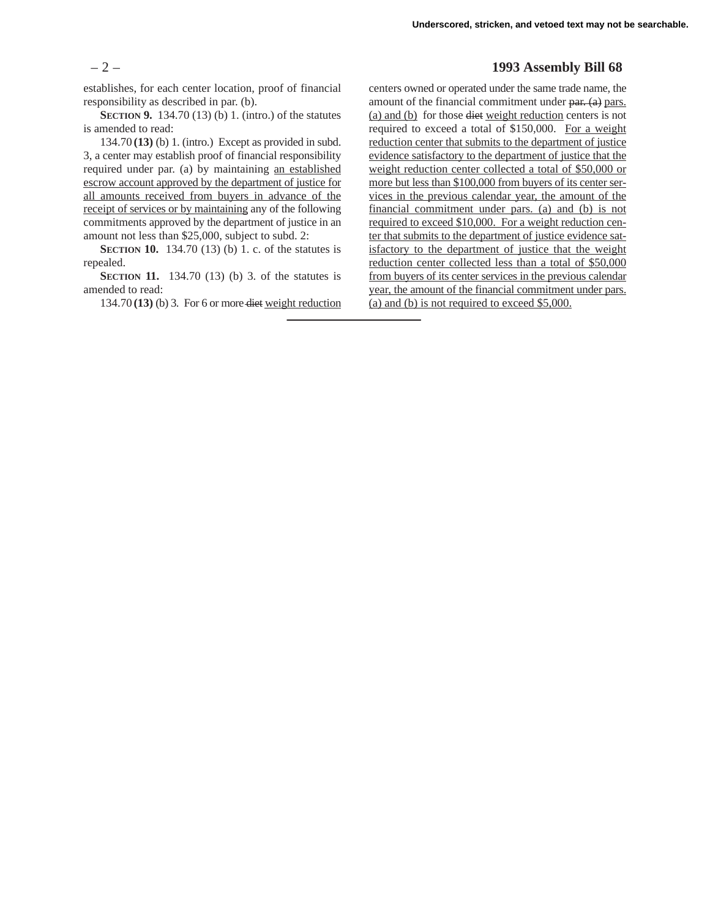establishes, for each center location, proof of financial responsibility as described in par. (b).

**SECTION 9.** 134.70 (13) (b) 1. (intro.) of the statutes is amended to read:

134.70 **(13)** (b) 1. (intro.) Except as provided in subd. 3, a center may establish proof of financial responsibility required under par. (a) by maintaining an established escrow account approved by the department of justice for all amounts received from buyers in advance of the receipt of services or by maintaining any of the following commitments approved by the department of justice in an amount not less than $25,000, subject to subd. 2:

**SECTION 10.** 134.70 (13) (b) 1. c. of the statutes is repealed.

**SECTION 11.** 134.70 (13) (b) 3. of the statutes is amended to read:

134.70 **(13)** (b) 3. For 6 or more ~~diet~~ weight reduction centers owned or operated under the same trade name, the amount of the financial commitment under ~~par. (a)~~ pars. (a) and (b) for those ~~diet~~ weight reduction centers is not required to exceed a total of $150,000. For a weight reduction center that submits to the department of justice evidence satisfactory to the department of justice that the weight reduction center collected a total of $50,000 or more but less than $100,000 from buyers of its center services in the previous calendar year, the amount of the financial commitment under pars. (a) and (b) is not required to exceed $10,000. For a weight reduction center that submits to the department of justice evidence satisfactory to the department of justice that the weight reduction center collected less than a total of $50,000 from buyers of its center services in the previous calendar year, the amount of the financial commitment under pars. (a) and (b) is not required to exceed $5,000.